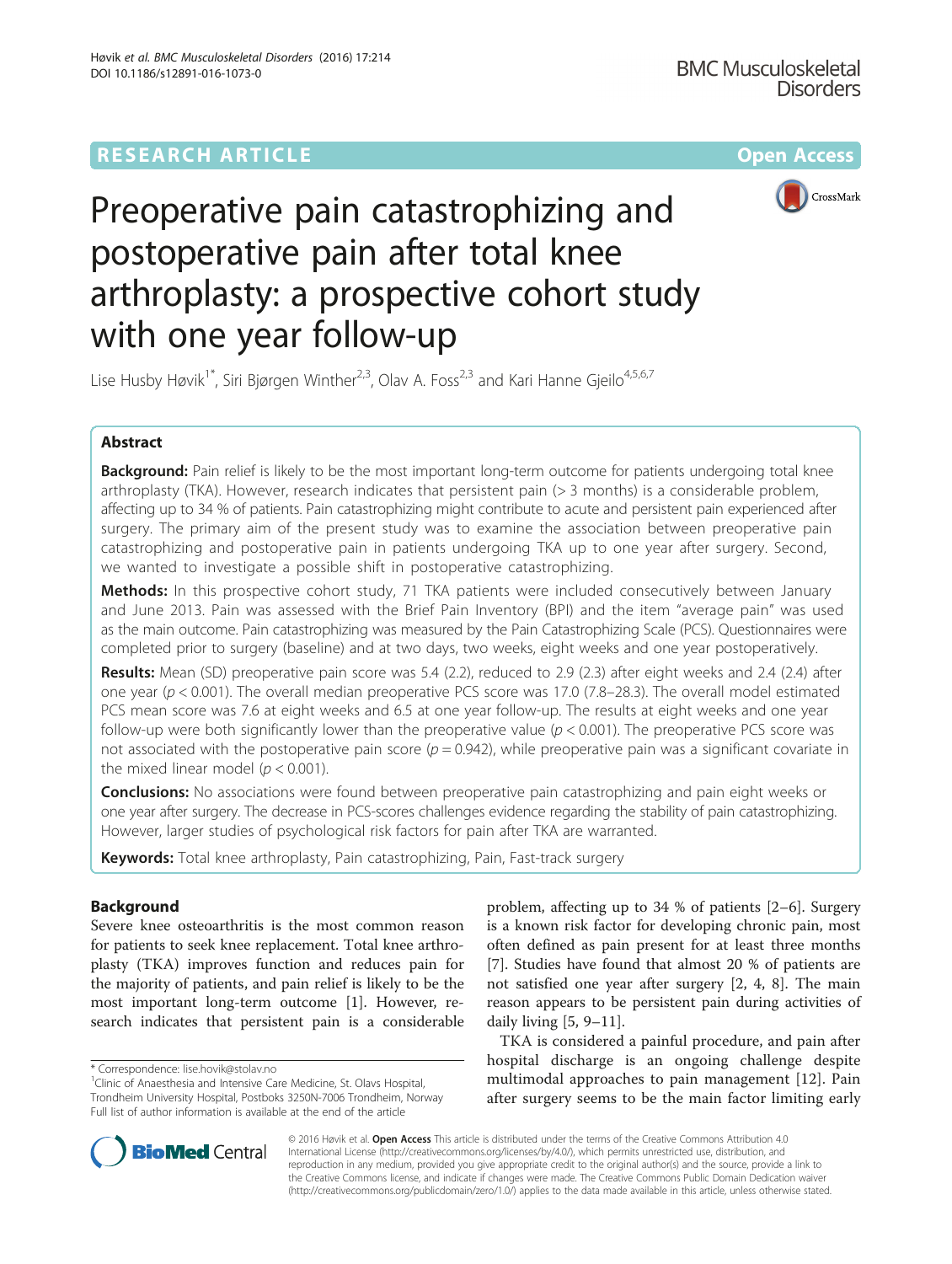RESEARCH ARTICLE

Open Access

# Preoperative pain catastrophizing and postoperative pain after total knee arthroplasty: a prospective cohort study with one year follow-up

Lise Husby Høvik[1*], Siri Bjørgen Winther[2,3], Olav A. Foss[2,3] and Kari Hanne Gjeilo[4,5,6,7]

## Abstract

**Background:** Pain relief is likely to be the most important long-term outcome for patients undergoing total knee arthroplasty (TKA). However, research indicates that persistent pain (> 3 months) is a considerable problem, affecting up to 34 % of patients. Pain catastrophizing might contribute to acute and persistent pain experienced after surgery. The primary aim of the present study was to examine the association between preoperative pain catastrophizing and postoperative pain in patients undergoing TKA up to one year after surgery. Second, we wanted to investigate a possible shift in postoperative catastrophizing.

**Methods:** In this prospective cohort study, 71 TKA patients were included consecutively between January and June 2013. Pain was assessed with the Brief Pain Inventory (BPI) and the item "average pain" was used as the main outcome. Pain catastrophizing was measured by the Pain Catastrophizing Scale (PCS). Questionnaires were completed prior to surgery (baseline) and at two days, two weeks, eight weeks and one year postoperatively.

**Results:** Mean (SD) preoperative pain score was 5.4 (2.2), reduced to 2.9 (2.3) after eight weeks and 2.4 (2.4) after one year ($p < 0.001$). The overall median preoperative PCS score was 17.0 (7.8–28.3). The overall model estimated PCS mean score was 7.6 at eight weeks and 6.5 at one year follow-up. The results at eight weeks and one year follow-up were both significantly lower than the preoperative value ($p < 0.001$). The preoperative PCS score was not associated with the postoperative pain score ($p = 0.942$), while preoperative pain was a significant covariate in the mixed linear model ($p < 0.001$).

**Conclusions:** No associations were found between preoperative pain catastrophizing and pain eight weeks or one year after surgery. The decrease in PCS-scores challenges evidence regarding the stability of pain catastrophizing. However, larger studies of psychological risk factors for pain after TKA are warranted.

**Keywords:** Total knee arthroplasty, Pain catastrophizing, Pain, Fast-track surgery

## Background

Severe knee osteoarthritis is the most common reason for patients to seek knee replacement. Total knee arthroplasty (TKA) improves function and reduces pain for the majority of patients, and pain relief is likely to be the most important long-term outcome [1]. However, research indicates that persistent pain is a considerable problem, affecting up to 34 % of patients [2–6]. Surgery is a known risk factor for developing chronic pain, most often defined as pain present for at least three months [7]. Studies have found that almost 20 % of patients are not satisfied one year after surgery [2, 4, 8]. The main reason appears to be persistent pain during activities of daily living [5, 9–11].

TKA is considered a painful procedure, and pain after hospital discharge is an ongoing challenge despite multimodal approaches to pain management [12]. Pain after surgery seems to be the main factor limiting early

* Correspondence: lise.hovik@stolav.no

[1]Clinic of Anaesthesia and Intensive Care Medicine, St. Olavs Hospital, Trondheim University Hospital, Postboks 3250N-7006 Trondheim, Norway

Full list of author information is available at the end of the article

© 2016 Høvik et al. **Open Access** This article is distributed under the terms of the Creative Commons Attribution 4.0 International License (http://creativecommons.org/licenses/by/4.0/), which permits unrestricted use, distribution, and reproduction in any medium, provided you give appropriate credit to the original author(s) and the source, provide a link to the Creative Commons license, and indicate if changes were made. The Creative Commons Public Domain Dedication waiver (http://creativecommons.org/publicdomain/zero/1.0/) applies to the data made available in this article, unless otherwise stated.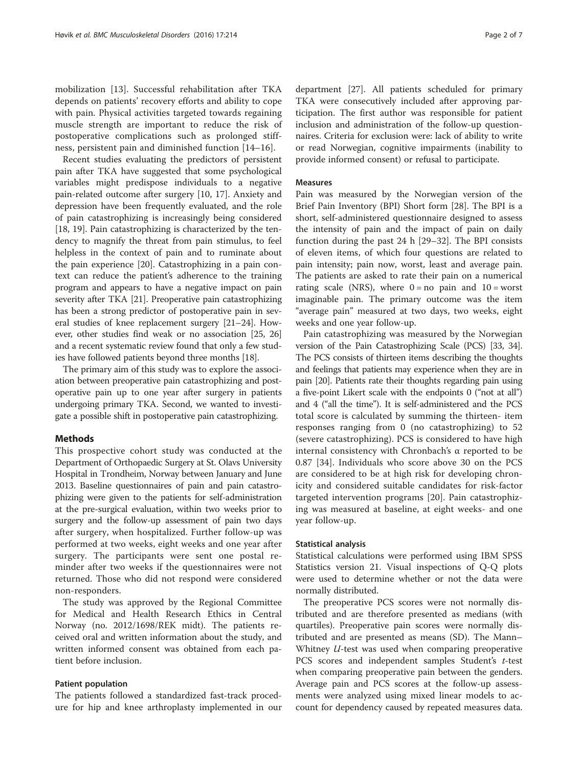mobilization [13]. Successful rehabilitation after TKA depends on patients' recovery efforts and ability to cope with pain. Physical activities targeted towards regaining muscle strength are important to reduce the risk of postoperative complications such as prolonged stiffness, persistent pain and diminished function [14–16].

Recent studies evaluating the predictors of persistent pain after TKA have suggested that some psychological variables might predispose individuals to a negative pain-related outcome after surgery [10, 17]. Anxiety and depression have been frequently evaluated, and the role of pain catastrophizing is increasingly being considered [18, 19]. Pain catastrophizing is characterized by the tendency to magnify the threat from pain stimulus, to feel helpless in the context of pain and to ruminate about the pain experience [20]. Catastrophizing in a pain context can reduce the patient's adherence to the training program and appears to have a negative impact on pain severity after TKA [21]. Preoperative pain catastrophizing has been a strong predictor of postoperative pain in several studies of knee replacement surgery [21–24]. However, other studies find weak or no association [25, 26] and a recent systematic review found that only a few studies have followed patients beyond three months [18].

The primary aim of this study was to explore the association between preoperative pain catastrophizing and postoperative pain up to one year after surgery in patients undergoing primary TKA. Second, we wanted to investigate a possible shift in postoperative pain catastrophizing.

## Methods

This prospective cohort study was conducted at the Department of Orthopaedic Surgery at St. Olavs University Hospital in Trondheim, Norway between January and June 2013. Baseline questionnaires of pain and pain catastrophizing were given to the patients for self-administration at the pre-surgical evaluation, within two weeks prior to surgery and the follow-up assessment of pain two days after surgery, when hospitalized. Further follow-up was performed at two weeks, eight weeks and one year after surgery. The participants were sent one postal reminder after two weeks if the questionnaires were not returned. Those who did not respond were considered non-responders.

The study was approved by the Regional Committee for Medical and Health Research Ethics in Central Norway (no. 2012/1698/REK midt). The patients received oral and written information about the study, and written informed consent was obtained from each patient before inclusion.

### Patient population

The patients followed a standardized fast-track procedure for hip and knee arthroplasty implemented in our department [27]. All patients scheduled for primary TKA were consecutively included after approving participation. The first author was responsible for patient inclusion and administration of the follow-up questionnaires. Criteria for exclusion were: lack of ability to write or read Norwegian, cognitive impairments (inability to provide informed consent) or refusal to participate.

### Measures

Pain was measured by the Norwegian version of the Brief Pain Inventory (BPI) Short form [28]. The BPI is a short, self-administered questionnaire designed to assess the intensity of pain and the impact of pain on daily function during the past 24 h [29–32]. The BPI consists of eleven items, of which four questions are related to pain intensity; pain now, worst, least and average pain. The patients are asked to rate their pain on a numerical rating scale (NRS), where 0 = no pain and 10 = worst imaginable pain. The primary outcome was the item "average pain" measured at two days, two weeks, eight weeks and one year follow-up.

Pain catastrophizing was measured by the Norwegian version of the Pain Catastrophizing Scale (PCS) [33, 34]. The PCS consists of thirteen items describing the thoughts and feelings that patients may experience when they are in pain [20]. Patients rate their thoughts regarding pain using a five-point Likert scale with the endpoints 0 ("not at all") and 4 ("all the time"). It is self-administered and the PCS total score is calculated by summing the thirteen- item responses ranging from 0 (no catastrophizing) to 52 (severe catastrophizing). PCS is considered to have high internal consistency with Chronbach's α reported to be 0.87 [34]. Individuals who score above 30 on the PCS are considered to be at high risk for developing chronicity and considered suitable candidates for risk-factor targeted intervention programs [20]. Pain catastrophizing was measured at baseline, at eight weeks- and one year follow-up.

### Statistical analysis

Statistical calculations were performed using IBM SPSS Statistics version 21. Visual inspections of Q-Q plots were used to determine whether or not the data were normally distributed.

The preoperative PCS scores were not normally distributed and are therefore presented as medians (with quartiles). Preoperative pain scores were normally distributed and are presented as means (SD). The Mann–Whitney *U*-test was used when comparing preoperative PCS scores and independent samples Student's *t*-test when comparing preoperative pain between the genders. Average pain and PCS scores at the follow-up assessments were analyzed using mixed linear models to account for dependency caused by repeated measures data.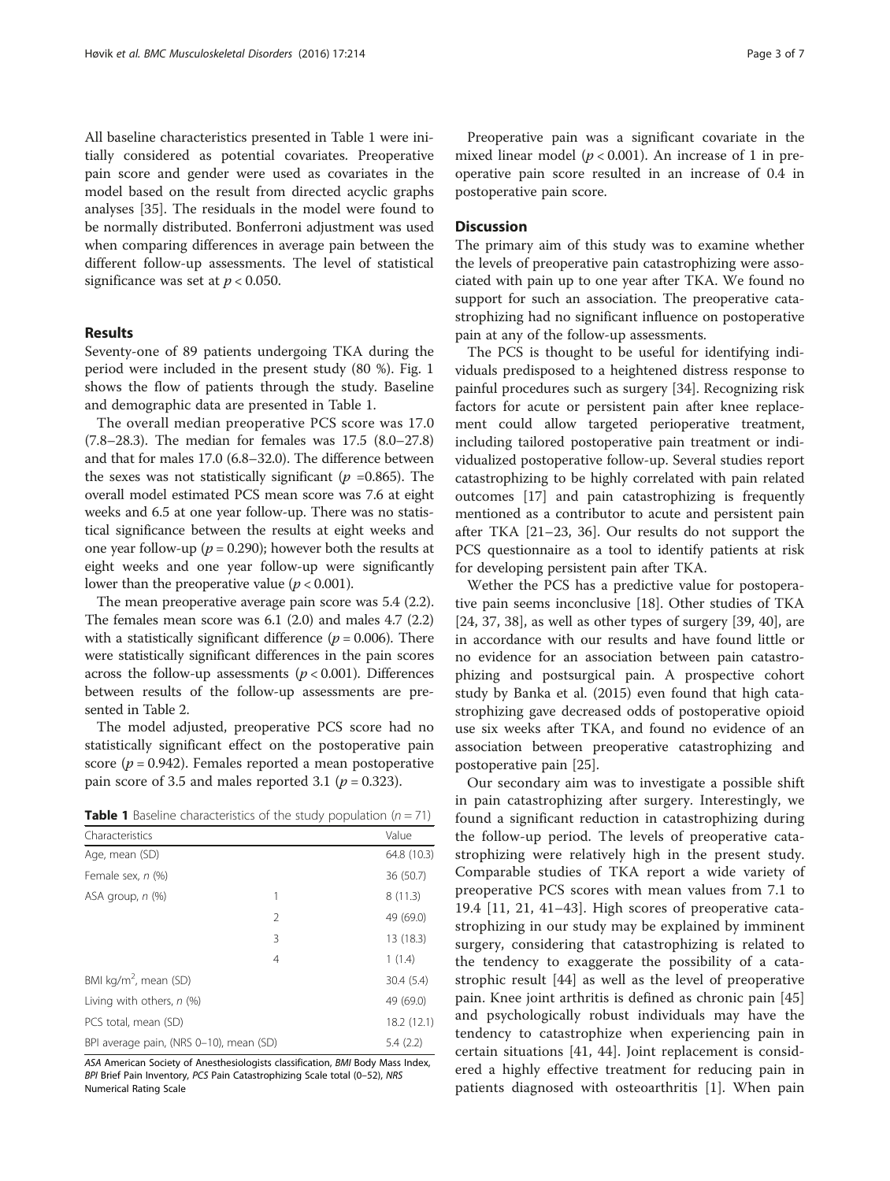All baseline characteristics presented in Table 1 were initially considered as potential covariates. Preoperative pain score and gender were used as covariates in the model based on the result from directed acyclic graphs analyses [35]. The residuals in the model were found to be normally distributed. Bonferroni adjustment was used when comparing differences in average pain between the different follow-up assessments. The level of statistical significance was set at $p < 0.050$.

## Results

Seventy-one of 89 patients undergoing TKA during the period were included in the present study (80 %). Fig. 1 shows the flow of patients through the study. Baseline and demographic data are presented in Table 1.

The overall median preoperative PCS score was 17.0 (7.8–28.3). The median for females was 17.5 (8.0–27.8) and that for males 17.0 (6.8–32.0). The difference between the sexes was not statistically significant ($p$ =0.865). The overall model estimated PCS mean score was 7.6 at eight weeks and 6.5 at one year follow-up. There was no statistical significance between the results at eight weeks and one year follow-up ($p = 0.290$); however both the results at eight weeks and one year follow-up were significantly lower than the preoperative value ($p < 0.001$).

The mean preoperative average pain score was 5.4 (2.2). The females mean score was 6.1 (2.0) and males 4.7 (2.2) with a statistically significant difference ($p = 0.006$). There were statistically significant differences in the pain scores across the follow-up assessments ($p < 0.001$). Differences between results of the follow-up assessments are presented in Table 2.

The model adjusted, preoperative PCS score had no statistically significant effect on the postoperative pain score ($p = 0.942$). Females reported a mean postoperative pain score of 3.5 and males reported 3.1 ($p = 0.323$).

**Table 1** Baseline characteristics of the study population ($n = 71$)

| Characteristics | | Value |
|---|---|---|
| Age, mean (SD) | | 64.8 (10.3) |
| Female sex, *n* (%) | | 36 (50.7) |
| ASA group, *n* (%) | 1 | 8 (11.3) |
| | 2 | 49 (69.0) |
| | 3 | 13 (18.3) |
| | 4 | 1 (1.4) |
| BMI kg/m$^2$, mean (SD) | | 30.4 (5.4) |
| Living with others, *n* (%) | | 49 (69.0) |
| PCS total, mean (SD) | | 18.2 (12.1) |
| BPI average pain, (NRS 0–10), mean (SD) | | 5.4 (2.2) |

*ASA* American Society of Anesthesiologists classification, *BMI* Body Mass Index, *BPI* Brief Pain Inventory, *PCS* Pain Catastrophizing Scale total (0–52), *NRS* Numerical Rating Scale

Preoperative pain was a significant covariate in the mixed linear model ($p < 0.001$). An increase of 1 in preoperative pain score resulted in an increase of 0.4 in postoperative pain score.

## Discussion

The primary aim of this study was to examine whether the levels of preoperative pain catastrophizing were associated with pain up to one year after TKA. We found no support for such an association. The preoperative catastrophizing had no significant influence on postoperative pain at any of the follow-up assessments.

The PCS is thought to be useful for identifying individuals predisposed to a heightened distress response to painful procedures such as surgery [34]. Recognizing risk factors for acute or persistent pain after knee replacement could allow targeted perioperative treatment, including tailored postoperative pain treatment or individualized postoperative follow-up. Several studies report catastrophizing to be highly correlated with pain related outcomes [17] and pain catastrophizing is frequently mentioned as a contributor to acute and persistent pain after TKA [21–23, 36]. Our results do not support the PCS questionnaire as a tool to identify patients at risk for developing persistent pain after TKA.

Wether the PCS has a predictive value for postoperative pain seems inconclusive [18]. Other studies of TKA [24, 37, 38], as well as other types of surgery [39, 40], are in accordance with our results and have found little or no evidence for an association between pain catastrophizing and postsurgical pain. A prospective cohort study by Banka et al. (2015) even found that high catastrophizing gave decreased odds of postoperative opioid use six weeks after TKA, and found no evidence of an association between preoperative catastrophizing and postoperative pain [25].

Our secondary aim was to investigate a possible shift in pain catastrophizing after surgery. Interestingly, we found a significant reduction in catastrophizing during the follow-up period. The levels of preoperative catastrophizing were relatively high in the present study. Comparable studies of TKA report a wide variety of preoperative PCS scores with mean values from 7.1 to 19.4 [11, 21, 41–43]. High scores of preoperative catastrophizing in our study may be explained by imminent surgery, considering that catastrophizing is related to the tendency to exaggerate the possibility of a catastrophic result [44] as well as the level of preoperative pain. Knee joint arthritis is defined as chronic pain [45] and psychologically robust individuals may have the tendency to catastrophize when experiencing pain in certain situations [41, 44]. Joint replacement is considered a highly effective treatment for reducing pain in patients diagnosed with osteoarthritis [1]. When pain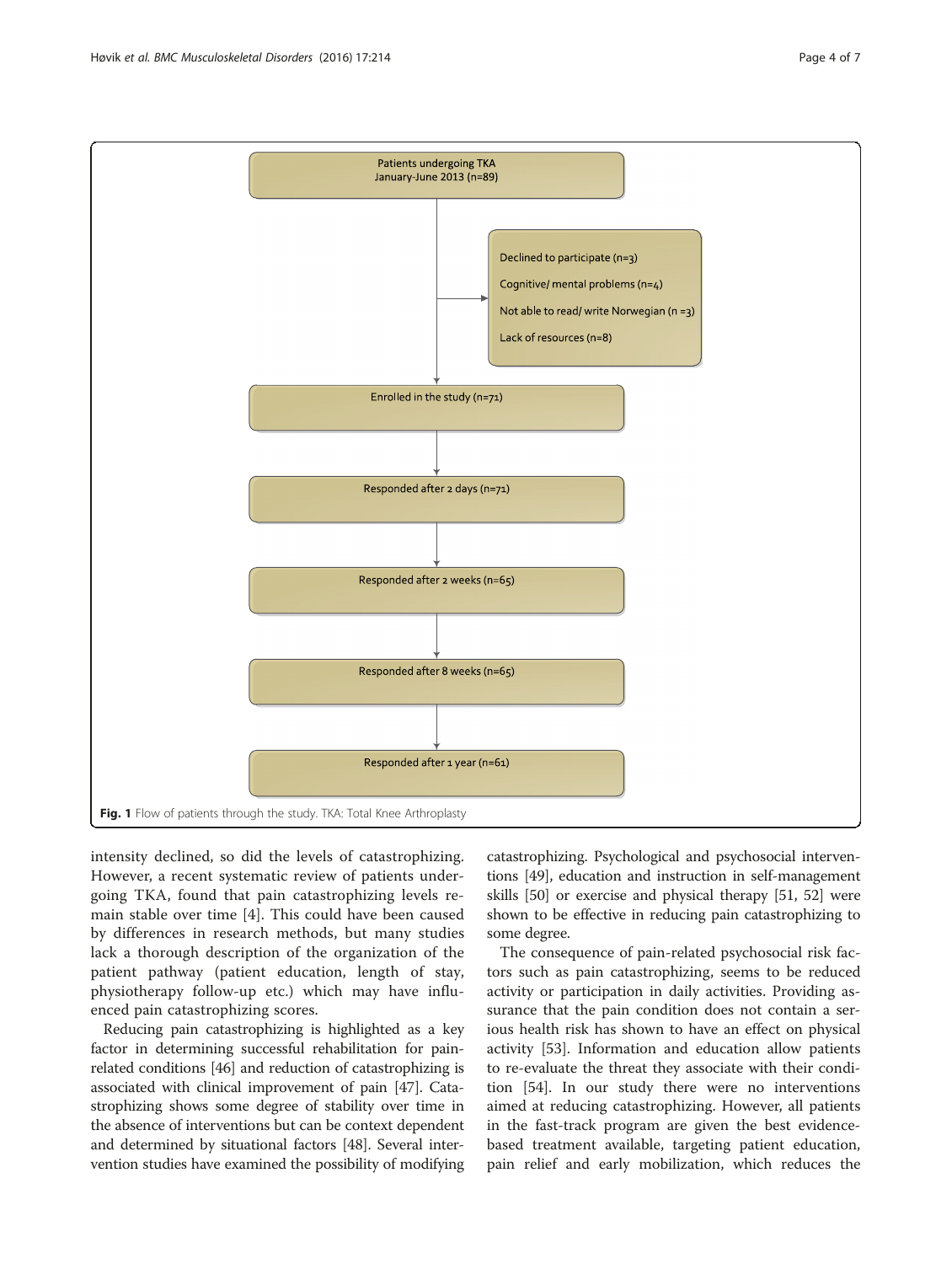Patients undergoing TKA January-June 2013 (n=89)

Declined to participate (n=3)

Cognitive/ mental problems (n=4)

Not able to read/ write Norwegian (n =3)

Lack of resources (n=8)

Enrolled in the study (n=71)

Responded after 2 days (n=71)

Responded after 2 weeks (n=65)

Responded after 8 weeks (n=65)

Responded after 1 year (n=61)

**Fig. 1** Flow of patients through the study. TKA: Total Knee Arthroplasty

intensity declined, so did the levels of catastrophizing. However, a recent systematic review of patients undergoing TKA, found that pain catastrophizing levels remain stable over time [4]. This could have been caused by differences in research methods, but many studies lack a thorough description of the organization of the patient pathway (patient education, length of stay, physiotherapy follow-up etc.) which may have influenced pain catastrophizing scores.

Reducing pain catastrophizing is highlighted as a key factor in determining successful rehabilitation for pain-related conditions [46] and reduction of catastrophizing is associated with clinical improvement of pain [47]. Catastrophizing shows some degree of stability over time in the absence of interventions but can be context dependent and determined by situational factors [48]. Several intervention studies have examined the possibility of modifying catastrophizing. Psychological and psychosocial interventions [49], education and instruction in self-management skills [50] or exercise and physical therapy [51, 52] were shown to be effective in reducing pain catastrophizing to some degree.

The consequence of pain-related psychosocial risk factors such as pain catastrophizing, seems to be reduced activity or participation in daily activities. Providing assurance that the pain condition does not contain a serious health risk has shown to have an effect on physical activity [53]. Information and education allow patients to re-evaluate the threat they associate with their condition [54]. In our study there were no interventions aimed at reducing catastrophizing. However, all patients in the fast-track program are given the best evidence-based treatment available, targeting patient education, pain relief and early mobilization, which reduces the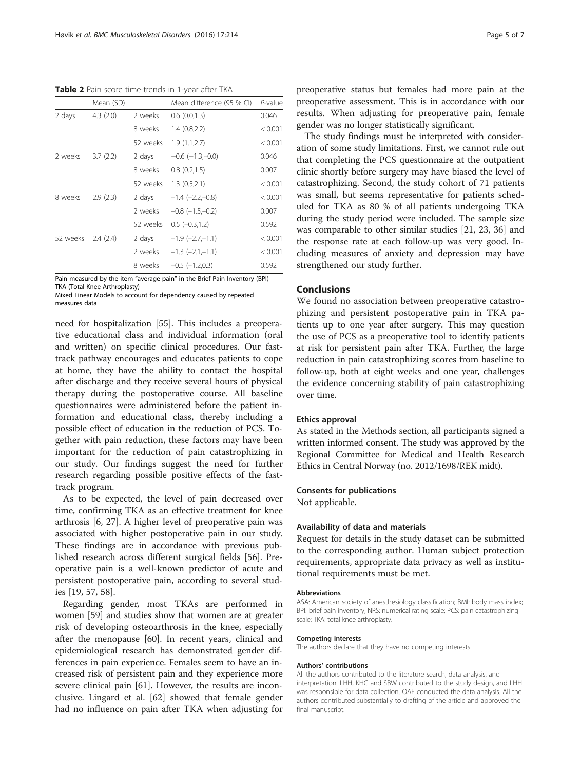**Table 2** Pain score time-trends in 1-year after TKA

| | Mean (SD) | | Mean difference (95 % CI) | *P*-value |
|---|---|---|---|---|
| 2 days | 4.3 (2.0) | 2 weeks | 0.6 (0.0,1.3) | 0.046 |
| | | 8 weeks | 1.4 (0.8,2.2) | < 0.001 |
| | | 52 weeks | 1.9 (1.1,2.7) | < 0.001 |
| 2 weeks | 3.7 (2.2) | 2 days | −0.6 (−1.3,−0.0) | 0.046 |
| | | 8 weeks | 0.8 (0.2,1.5) | 0.007 |
| | | 52 weeks | 1.3 (0.5,2.1) | < 0.001 |
| 8 weeks | 2.9 (2.3) | 2 days | −1.4 (−2.2,−0.8) | < 0.001 |
| | | 2 weeks | −0.8 (−1.5,−0.2) | 0.007 |
| | | 52 weeks | 0.5 (−0.3,1.2) | 0.592 |
| 52 weeks | 2.4 (2.4) | 2 days | −1.9 (−2.7,−1.1) | < 0.001 |
| | | 2 weeks | −1.3 (−2.1,−1.1) | < 0.001 |
| | | 8 weeks | −0.5 (−1.2,0.3) | 0.592 |

Pain measured by the item "average pain" in the Brief Pain Inventory (BPI)
TKA (Total Knee Arthroplasty)
Mixed Linear Models to account for dependency caused by repeated measures data

need for hospitalization [55]. This includes a preoperative educational class and individual information (oral and written) on specific clinical procedures. Our fast-track pathway encourages and educates patients to cope at home, they have the ability to contact the hospital after discharge and they receive several hours of physical therapy during the postoperative course. All baseline questionnaires were administered before the patient information and educational class, thereby including a possible effect of education in the reduction of PCS. Together with pain reduction, these factors may have been important for the reduction of pain catastrophizing in our study. Our findings suggest the need for further research regarding possible positive effects of the fast-track program.

As to be expected, the level of pain decreased over time, confirming TKA as an effective treatment for knee arthrosis [6, 27]. A higher level of preoperative pain was associated with higher postoperative pain in our study. These findings are in accordance with previous published research across different surgical fields [56]. Preoperative pain is a well-known predictor of acute and persistent postoperative pain, according to several studies [19, 57, 58].

Regarding gender, most TKAs are performed in women [59] and studies show that women are at greater risk of developing osteoarthrosis in the knee, especially after the menopause [60]. In recent years, clinical and epidemiological research has demonstrated gender differences in pain experience. Females seem to have an increased risk of persistent pain and they experience more severe clinical pain [61]. However, the results are inconclusive. Lingard et al. [62] showed that female gender had no influence on pain after TKA when adjusting for preoperative status but females had more pain at the preoperative assessment. This is in accordance with our results. When adjusting for preoperative pain, female gender was no longer statistically significant.

The study findings must be interpreted with consideration of some study limitations. First, we cannot rule out that completing the PCS questionnaire at the outpatient clinic shortly before surgery may have biased the level of catastrophizing. Second, the study cohort of 71 patients was small, but seems representative for patients scheduled for TKA as 80 % of all patients undergoing TKA during the study period were included. The sample size was comparable to other similar studies [21, 23, 36] and the response rate at each follow-up was very good. Including measures of anxiety and depression may have strengthened our study further.

## Conclusions

We found no association between preoperative catastrophizing and persistent postoperative pain in TKA patients up to one year after surgery. This may question the use of PCS as a preoperative tool to identify patients at risk for persistent pain after TKA. Further, the large reduction in pain catastrophizing scores from baseline to follow-up, both at eight weeks and one year, challenges the evidence concerning stability of pain catastrophizing over time.

### Ethics approval

As stated in the Methods section, all participants signed a written informed consent. The study was approved by the Regional Committee for Medical and Health Research Ethics in Central Norway (no. 2012/1698/REK midt).

### Consents for publications

Not applicable.

### Availability of data and materials

Request for details in the study dataset can be submitted to the corresponding author. Human subject protection requirements, appropriate data privacy as well as institutional requirements must be met.

#### Abbreviations

ASA: American society of anesthesiology classification; BMI: body mass index; BPI: brief pain inventory; NRS: numerical rating scale; PCS: pain catastrophizing scale; TKA: total knee arthroplasty.

#### Competing interests

The authors declare that they have no competing interests.

#### Authors' contributions

All the authors contributed to the literature search, data analysis, and interpretation. LHH, KHG and SBW contributed to the study design, and LHH was responsible for data collection. OAF conducted the data analysis. All the authors contributed substantially to drafting of the article and approved the final manuscript.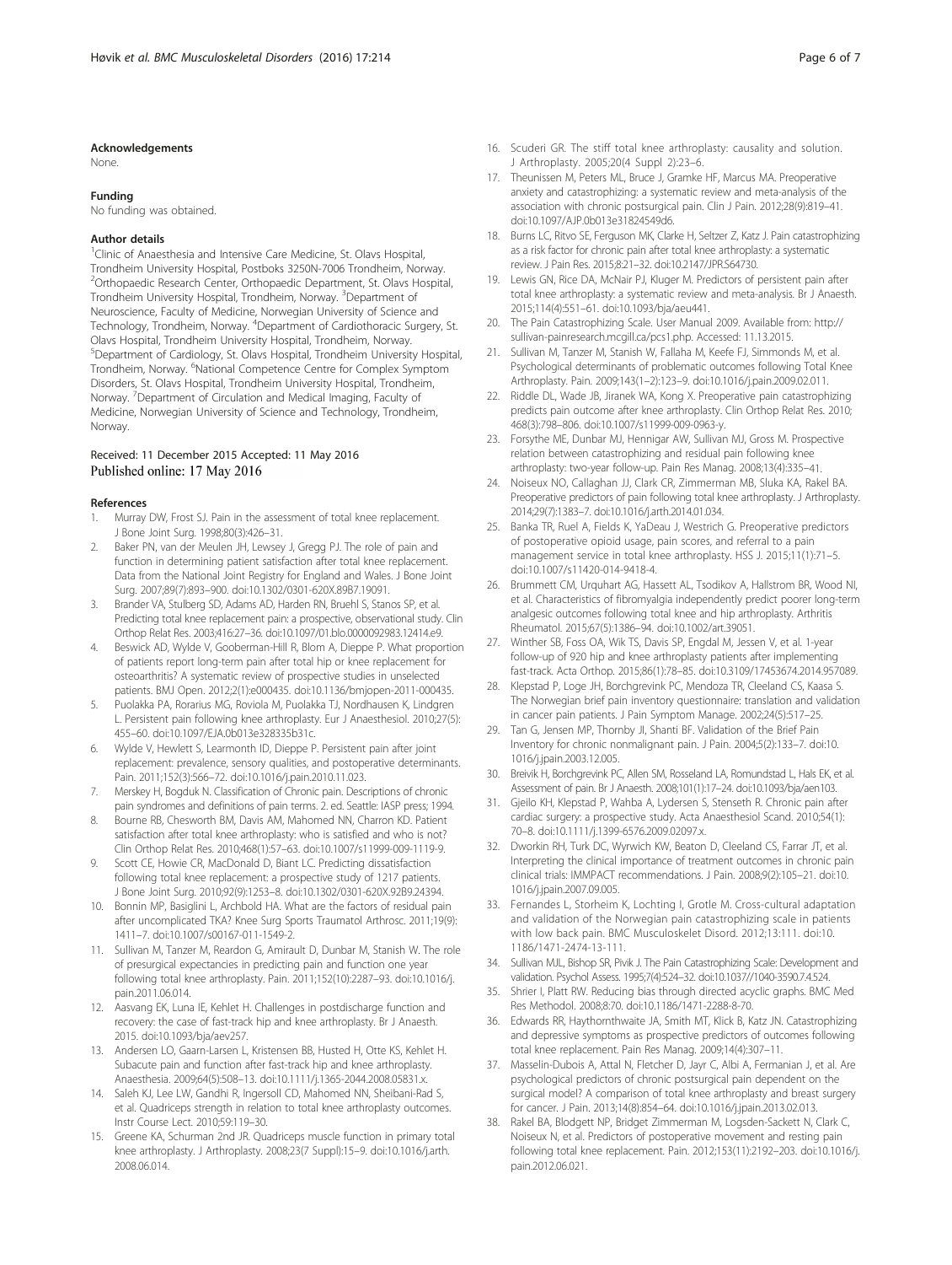## Acknowledgements

None.

## Funding

No funding was obtained.

## Author details

[1]Clinic of Anaesthesia and Intensive Care Medicine, St. Olavs Hospital, Trondheim University Hospital, Postboks 3250N-7006 Trondheim, Norway. [2]Orthopaedic Research Center, Orthopaedic Department, St. Olavs Hospital, Trondheim University Hospital, Trondheim, Norway. [3]Department of Neuroscience, Faculty of Medicine, Norwegian University of Science and Technology, Trondheim, Norway. [4]Department of Cardiothoracic Surgery, St. Olavs Hospital, Trondheim University Hospital, Trondheim, Norway. [5]Department of Cardiology, St. Olavs Hospital, Trondheim University Hospital, Trondheim, Norway. [6]National Competence Centre for Complex Symptom Disorders, St. Olavs Hospital, Trondheim University Hospital, Trondheim, Norway. [7]Department of Circulation and Medical Imaging, Faculty of Medicine, Norwegian University of Science and Technology, Trondheim, Norway.

Received: 11 December 2015 Accepted: 11 May 2016
Published online: 17 May 2016

## References

1. Murray DW, Frost SJ. Pain in the assessment of total knee replacement. J Bone Joint Surg. 1998;80(3):426–31.
2. Baker PN, van der Meulen JH, Lewsey J, Gregg PJ. The role of pain and function in determining patient satisfaction after total knee replacement. Data from the National Joint Registry for England and Wales. J Bone Joint Surg. 2007;89(7):893–900. doi:10.1302/0301-620X.89B7.19091.
3. Brander VA, Stulberg SD, Adams AD, Harden RN, Bruehl S, Stanos SP, et al. Predicting total knee replacement pain: a prospective, observational study. Clin Orthop Relat Res. 2003;416:27–36. doi:10.1097/01.blo.0000092983.12414.e9.
4. Beswick AD, Wylde V, Gooberman-Hill R, Blom A, Dieppe P. What proportion of patients report long-term pain after total hip or knee replacement for osteoarthritis? A systematic review of prospective studies in unselected patients. BMJ Open. 2012;2(1):e000435. doi:10.1136/bmjopen-2011-000435.
5. Puolakka PA, Rorarius MG, Roviola M, Puolakka TJ, Nordhausen K, Lindgren L. Persistent pain following knee arthroplasty. Eur J Anaesthesiol. 2010;27(5):455–60. doi:10.1097/EJA.0b013e328335b31c.
6. Wylde V, Hewlett S, Learmonth ID, Dieppe P. Persistent pain after joint replacement: prevalence, sensory qualities, and postoperative determinants. Pain. 2011;152(3):566–72. doi:10.1016/j.pain.2010.11.023.
7. Merskey H, Bogduk N. Classification of Chronic pain. Descriptions of chronic pain syndromes and definitions of pain terms. 2. ed. Seattle: IASP press; 1994.
8. Bourne RB, Chesworth BM, Davis AM, Mahomed NN, Charron KD. Patient satisfaction after total knee arthroplasty: who is satisfied and who is not? Clin Orthop Relat Res. 2010;468(1):57–63. doi:10.1007/s11999-009-1119-9.
9. Scott CE, Howie CR, MacDonald D, Biant LC. Predicting dissatisfaction following total knee replacement: a prospective study of 1217 patients. J Bone Joint Surg. 2010;92(9):1253–8. doi:10.1302/0301-620X.92B9.24394.
10. Bonnin MP, Basiglini L, Archbold HA. What are the factors of residual pain after uncomplicated TKA? Knee Surg Sports Traumatol Arthrosc. 2011;19(9):1411–7. doi:10.1007/s00167-011-1549-2.
11. Sullivan M, Tanzer M, Reardon G, Amirault D, Dunbar M, Stanish W. The role of presurgical expectancies in predicting pain and function one year following total knee arthroplasty. Pain. 2011;152(10):2287–93. doi:10.1016/j.pain.2011.06.014.
12. Aasvang EK, Luna IE, Kehlet H. Challenges in postdischarge function and recovery: the case of fast-track hip and knee arthroplasty. Br J Anaesth. 2015. doi:10.1093/bja/aev257.
13. Andersen LO, Gaarn-Larsen L, Kristensen BB, Husted H, Otte KS, Kehlet H. Subacute pain and function after fast-track hip and knee arthroplasty. Anaesthesia. 2009;64(5):508–13. doi:10.1111/j.1365-2044.2008.05831.x.
14. Saleh KJ, Lee LW, Gandhi R, Ingersoll CD, Mahomed NN, Sheibani-Rad S, et al. Quadriceps strength in relation to total knee arthroplasty outcomes. Instr Course Lect. 2010;59:119–30.
15. Greene KA, Schurman 2nd JR. Quadriceps muscle function in primary total knee arthroplasty. J Arthroplasty. 2008;23(7 Suppl):15–9. doi:10.1016/j.arth.2008.06.014.
16. Scuderi GR. The stiff total knee arthroplasty: causality and solution. J Arthroplasty. 2005;20(4 Suppl 2):23–6.
17. Theunissen M, Peters ML, Bruce J, Gramke HF, Marcus MA. Preoperative anxiety and catastrophizing: a systematic review and meta-analysis of the association with chronic postsurgical pain. Clin J Pain. 2012;28(9):819–41. doi:10.1097/AJP.0b013e31824549d6.
18. Burns LC, Ritvo SE, Ferguson MK, Clarke H, Seltzer Z, Katz J. Pain catastrophizing as a risk factor for chronic pain after total knee arthroplasty: a systematic review. J Pain Res. 2015;8:21–32. doi:10.2147/JPR.S64730.
19. Lewis GN, Rice DA, McNair PJ, Kluger M. Predictors of persistent pain after total knee arthroplasty: a systematic review and meta-analysis. Br J Anaesth. 2015;114(4):551–61. doi:10.1093/bja/aeu441.
20. The Pain Catastrophizing Scale. User Manual 2009. Available from: http://sullivan-painresearch.mcgill.ca/pcs1.php. Accessed: 11.13.2015.
21. Sullivan M, Tanzer M, Stanish W, Fallaha M, Keefe FJ, Simmonds M, et al. Psychological determinants of problematic outcomes following Total Knee Arthroplasty. Pain. 2009;143(1–2):123–9. doi:10.1016/j.pain.2009.02.011.
22. Riddle DL, Wade JB, Jiranek WA, Kong X. Preoperative pain catastrophizing predicts pain outcome after knee arthroplasty. Clin Orthop Relat Res. 2010; 468(3):798–806. doi:10.1007/s11999-009-0963-y.
23. Forsythe ME, Dunbar MJ, Hennigar AW, Sullivan MJ, Gross M. Prospective relation between catastrophizing and residual pain following knee arthroplasty: two-year follow-up. Pain Res Manag. 2008;13(4):335–41.
24. Noiseux NO, Callaghan JJ, Clark CR, Zimmerman MB, Sluka KA, Rakel BA. Preoperative predictors of pain following total knee arthroplasty. J Arthroplasty. 2014;29(7):1383–7. doi:10.1016/j.arth.2014.01.034.
25. Banka TR, Ruel A, Fields K, YaDeau J, Westrich G. Preoperative predictors of postoperative opioid usage, pain scores, and referral to a pain management service in total knee arthroplasty. HSS J. 2015;11(1):71–5. doi:10.1007/s11420-014-9418-4.
26. Brummett CM, Urquhart AG, Hassett AL, Tsodikov A, Hallstrom BR, Wood NI, et al. Characteristics of fibromyalgia independently predict poorer long-term analgesic outcomes following total knee and hip arthroplasty. Arthritis Rheumatol. 2015;67(5):1386–94. doi:10.1002/art.39051.
27. Winther SB, Foss OA, Wik TS, Davis SP, Engdal M, Jessen V, et al. 1-year follow-up of 920 hip and knee arthroplasty patients after implementing fast-track. Acta Orthop. 2015;86(1):78–85. doi:10.3109/17453674.2014.957089.
28. Klepstad P, Loge JH, Borchgrevink PC, Mendoza TR, Cleeland CS, Kaasa S. The Norwegian brief pain inventory questionnaire: translation and validation in cancer pain patients. J Pain Symptom Manage. 2002;24(5):517–25.
29. Tan G, Jensen MP, Thornby JI, Shanti BF. Validation of the Brief Pain Inventory for chronic nonmalignant pain. J Pain. 2004;5(2):133–7. doi:10.1016/j.jpain.2003.12.005.
30. Breivik H, Borchgrevink PC, Allen SM, Rosseland LA, Romundstad L, Hals EK, et al. Assessment of pain. Br J Anaesth. 2008;101(1):17–24. doi:10.1093/bja/aen103.
31. Gjeilo KH, Klepstad P, Wahba A, Lydersen S, Stenseth R. Chronic pain after cardiac surgery: a prospective study. Acta Anaesthesiol Scand. 2010;54(1):70–8. doi:10.1111/j.1399-6576.2009.02097.x.
32. Dworkin RH, Turk DC, Wyrwich KW, Beaton D, Cleeland CS, Farrar JT, et al. Interpreting the clinical importance of treatment outcomes in chronic pain clinical trials: IMMPACT recommendations. J Pain. 2008;9(2):105–21. doi:10.1016/j.jpain.2007.09.005.
33. Fernandes L, Storheim K, Lochting I, Grotle M. Cross-cultural adaptation and validation of the Norwegian pain catastrophizing scale in patients with low back pain. BMC Musculoskelet Disord. 2012;13:111. doi:10.1186/1471-2474-13-111.
34. Sullivan MJL, Bishop SR, Pivik J. The Pain Catastrophizing Scale: Development and validation. Psychol Assess. 1995;7(4):524–32. doi:10.1037//1040-3590.7.4.524.
35. Shrier I, Platt RW. Reducing bias through directed acyclic graphs. BMC Med Res Methodol. 2008;8:70. doi:10.1186/1471-2288-8-70.
36. Edwards RR, Haythornthwaite JA, Smith MT, Klick B, Katz JN. Catastrophizing and depressive symptoms as prospective predictors of outcomes following total knee replacement. Pain Res Manag. 2009;14(4):307–11.
37. Masselin-Dubois A, Attal N, Fletcher D, Jayr C, Albi A, Fermanian J, et al. Are psychological predictors of chronic postsurgical pain dependent on the surgical model? A comparison of total knee arthroplasty and breast surgery for cancer. J Pain. 2013;14(8):854–64. doi:10.1016/j.jpain.2013.02.013.
38. Rakel BA, Blodgett NP, Bridget Zimmerman M, Logsden-Sackett N, Clark C, Noiseux N, et al. Predictors of postoperative movement and resting pain following total knee replacement. Pain. 2012;153(11):2192–203. doi:10.1016/j.pain.2012.06.021.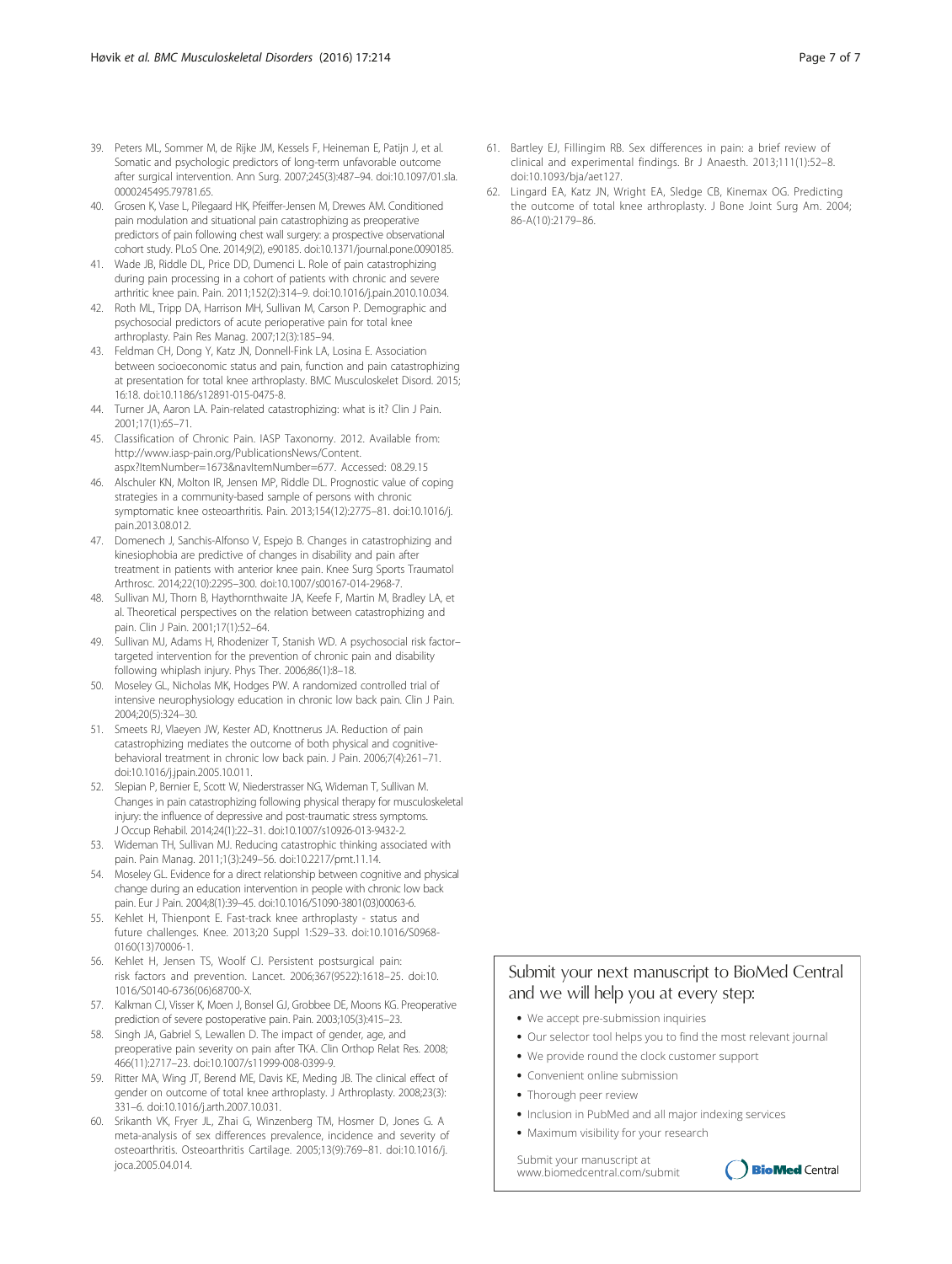39. Peters ML, Sommer M, de Rijke JM, Kessels F, Heineman E, Patijn J, et al. Somatic and psychologic predictors of long-term unfavorable outcome after surgical intervention. Ann Surg. 2007;245(3):487–94. doi:10.1097/01.sla.0000245495.79781.65.
40. Grosen K, Vase L, Pilegaard HK, Pfeiffer-Jensen M, Drewes AM. Conditioned pain modulation and situational pain catastrophizing as preoperative predictors of pain following chest wall surgery: a prospective observational cohort study. PLoS One. 2014;9(2), e90185. doi:10.1371/journal.pone.0090185.
41. Wade JB, Riddle DL, Price DD, Dumenci L. Role of pain catastrophizing during pain processing in a cohort of patients with chronic and severe arthritic knee pain. Pain. 2011;152(2):314–9. doi:10.1016/j.pain.2010.10.034.
42. Roth ML, Tripp DA, Harrison MH, Sullivan M, Carson P. Demographic and psychosocial predictors of acute perioperative pain for total knee arthroplasty. Pain Res Manag. 2007;12(3):185–94.
43. Feldman CH, Dong Y, Katz JN, Donnell-Fink LA, Losina E. Association between socioeconomic status and pain, function and pain catastrophizing at presentation for total knee arthroplasty. BMC Musculoskelet Disord. 2015; 16:18. doi:10.1186/s12891-015-0475-8.
44. Turner JA, Aaron LA. Pain-related catastrophizing: what is it? Clin J Pain. 2001;17(1):65–71.
45. Classification of Chronic Pain. IASP Taxonomy. 2012. Available from: http://www.iasp-pain.org/PublicationsNews/Content.aspx?ItemNumber=1673&navItemNumber=677. Accessed: 08.29.15
46. Alschuler KN, Molton IR, Jensen MP, Riddle DL. Prognostic value of coping strategies in a community-based sample of persons with chronic symptomatic knee osteoarthritis. Pain. 2013;154(12):2775–81. doi:10.1016/j.pain.2013.08.012.
47. Domenech J, Sanchis-Alfonso V, Espejo B. Changes in catastrophizing and kinesiophobia are predictive of changes in disability and pain after treatment in patients with anterior knee pain. Knee Surg Sports Traumatol Arthrosc. 2014;22(10):2295–300. doi:10.1007/s00167-014-2968-7.
48. Sullivan MJ, Thorn B, Haythornthwaite JA, Keefe F, Martin M, Bradley LA, et al. Theoretical perspectives on the relation between catastrophizing and pain. Clin J Pain. 2001;17(1):52–64.
49. Sullivan MJ, Adams H, Rhodenizer T, Stanish WD. A psychosocial risk factor–targeted intervention for the prevention of chronic pain and disability following whiplash injury. Phys Ther. 2006;86(1):8–18.
50. Moseley GL, Nicholas MK, Hodges PW. A randomized controlled trial of intensive neurophysiology education in chronic low back pain. Clin J Pain. 2004;20(5):324–30.
51. Smeets RJ, Vlaeyen JW, Kester AD, Knottnerus JA. Reduction of pain catastrophizing mediates the outcome of both physical and cognitive-behavioral treatment in chronic low back pain. J Pain. 2006;7(4):261–71. doi:10.1016/j.jpain.2005.10.011.
52. Slepian P, Bernier E, Scott W, Niederstrasser NG, Wideman T, Sullivan M. Changes in pain catastrophizing following physical therapy for musculoskeletal injury: the influence of depressive and post-traumatic stress symptoms. J Occup Rehabil. 2014;24(1):22–31. doi:10.1007/s10926-013-9432-2.
53. Wideman TH, Sullivan MJ. Reducing catastrophic thinking associated with pain. Pain Manag. 2011;1(3):249–56. doi:10.2217/pmt.11.14.
54. Moseley GL. Evidence for a direct relationship between cognitive and physical change during an education intervention in people with chronic low back pain. Eur J Pain. 2004;8(1):39–45. doi:10.1016/S1090-3801(03)00063-6.
55. Kehlet H, Thienpont E. Fast-track knee arthroplasty - status and future challenges. Knee. 2013;20 Suppl 1:S29–33. doi:10.1016/S0968-0160(13)70006-1.
56. Kehlet H, Jensen TS, Woolf CJ. Persistent postsurgical pain: risk factors and prevention. Lancet. 2006;367(9522):1618–25. doi:10.1016/S0140-6736(06)68700-X.
57. Kalkman CJ, Visser K, Moen J, Bonsel GJ, Grobbee DE, Moons KG. Preoperative prediction of severe postoperative pain. Pain. 2003;105(3):415–23.
58. Singh JA, Gabriel S, Lewallen D. The impact of gender, age, and preoperative pain severity on pain after TKA. Clin Orthop Relat Res. 2008; 466(11):2717–23. doi:10.1007/s11999-008-0399-9.
59. Ritter MA, Wing JT, Berend ME, Davis KE, Meding JB. The clinical effect of gender on outcome of total knee arthroplasty. J Arthroplasty. 2008;23(3): 331–6. doi:10.1016/j.arth.2007.10.031.
60. Srikanth VK, Fryer JL, Zhai G, Winzenberg TM, Hosmer D, Jones G. A meta-analysis of sex differences prevalence, incidence and severity of osteoarthritis. Osteoarthritis Cartilage. 2005;13(9):769–81. doi:10.1016/j.joca.2005.04.014.
61. Bartley EJ, Fillingim RB. Sex differences in pain: a brief review of clinical and experimental findings. Br J Anaesth. 2013;111(1):52–8. doi:10.1093/bja/aet127.
62. Lingard EA, Katz JN, Wright EA, Sledge CB, Kinemax OG. Predicting the outcome of total knee arthroplasty. J Bone Joint Surg Am. 2004; 86-A(10):2179–86.

Submit your next manuscript to BioMed Central and we will help you at every step:

- We accept pre-submission inquiries
- Our selector tool helps you to find the most relevant journal
- We provide round the clock customer support
- Convenient online submission
- Thorough peer review
- Inclusion in PubMed and all major indexing services
- Maximum visibility for your research

Submit your manuscript at www.biomedcentral.com/submit

BioMed Central